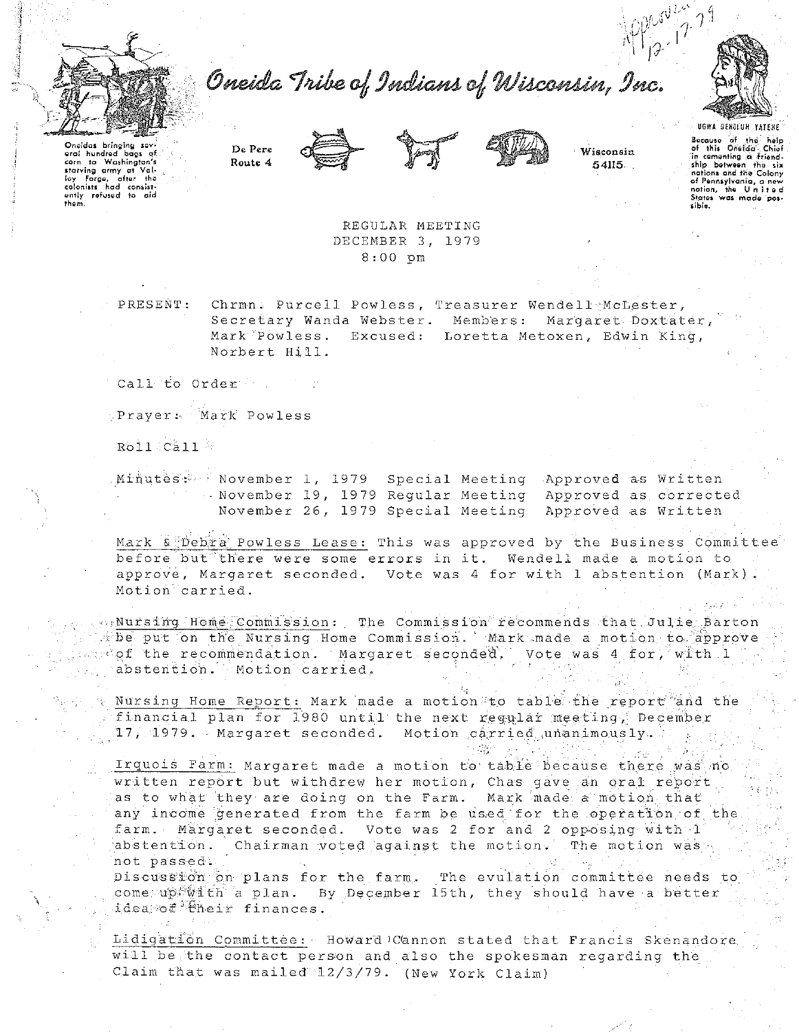Approved 12-17-79

# Oneida Tribe of Indians of Wisconsin, Inc.

Oneidas bringing several hundred bags of corn to Washington's starving army at Valley Forge, after the colonists had consistently refused to aid them.

De Pere Route 4

Wisconsin 54115

UGWA DEHOLUH YATEHE

Because of the help of this Oneida Chief in cementing a friendship between the six nations and the Colony of Pennsylvania, a new nation, the United States was made possible.

REGULAR MEETING
DECEMBER 3, 1979
8:00 pm

PRESENT: Chrmn. Purcell Powless, Treasurer Wendell McLester, Secretary Wanda Webster. Members: Margaret Doxtater, Mark Powless. Excused: Loretta Metoxen, Edwin King, Norbert Hill.

Call to Order

Prayer: Mark Powless

Roll Call

Minutes: November 1, 1979 Special Meeting Approved as Written
November 19, 1979 Regular Meeting Approved as corrected
November 26, 1979 Special Meeting Approved as Written

Mark & Debra Powless Lease: This was approved by the Business Committee before but there were some errors in it. Wendell made a motion to approve, Margaret seconded. Vote was 4 for with 1 abstention (Mark). Motion carried.

Nursing Home Commission: The Commission recommends that Julie Barton be put on the Nursing Home Commission. Mark made a motion to approve of the recommendation. Margaret seconded. Vote was 4 for, with 1 abstention. Motion carried.

Nursing Home Report: Mark made a motion to table the report and the financial plan for 1980 until the next regular meeting, December 17, 1979. Margaret seconded. Motion carried unanimously.

Irquois Farm: Margaret made a motion to table because there was no written report but withdrew her motion, Chas gave an oral report as to what they are doing on the Farm. Mark made a motion that any income generated from the farm be used for the operation of the farm. Margaret seconded. Vote was 2 for and 2 opposing with 1 abstention. Chairman voted against the motion. The motion was not passed.
Discussion on plans for the farm. The evulation committee needs to come up with a plan. By December 15th, they should have a better idea of their finances.

Lidigation Committee: Howard Cannon stated that Francis Skenandore will be the contact person and also the spokesman regarding the Claim that was mailed 12/3/79. (New York Claim)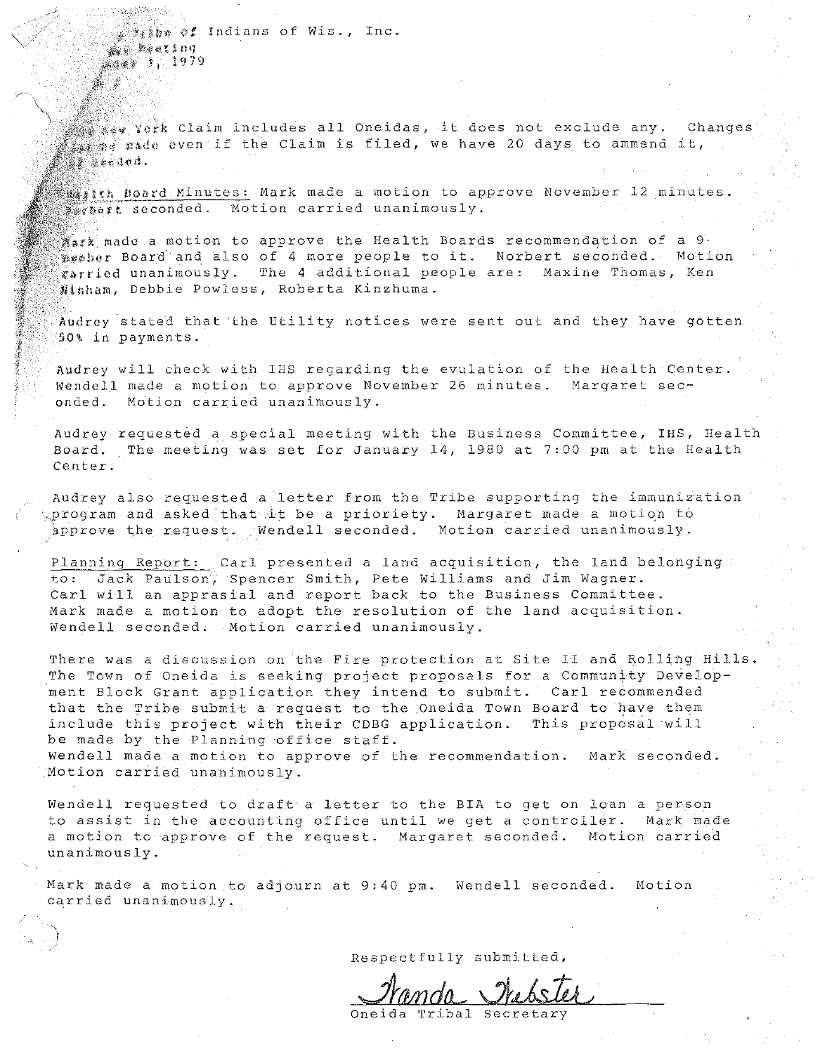Tribe of Indians of Wis., Inc.
Meeting
3, 1979

New York Claim includes all Oneidas, it does not exclude any. Changes can be made even if the Claim is filed, we have 20 days to ammend it, if needed.

Health Board Minutes: Mark made a motion to approve November 12 minutes. Norbert seconded. Motion carried unanimously.

Mark made a motion to approve the Health Boards recommendation of a 9 member Board and also of 4 more people to it. Norbert seconded. Motion carried unanimously. The 4 additional people are: Maxine Thomas, Ken Ninham, Debbie Powless, Roberta Kinzhuma.

Audrey stated that the Utility notices were sent out and they have gotten 50% in payments.

Audrey will check with IHS regarding the evulation of the Health Center. Wendell made a motion to approve November 26 minutes. Margaret seconded. Motion carried unanimously.

Audrey requested a special meeting with the Business Committee, IHS, Health Board. The meeting was set for January 14, 1980 at 7:00 pm at the Health Center.

Audrey also requested a letter from the Tribe supporting the immunization program and asked that it be a prioriety. Margaret made a motion to approve the request. Wendell seconded. Motion carried unanimously.

Planning Report: Carl presented a land acquisition, the land belonging to: Jack Paulson, Spencer Smith, Pete Williams and Jim Wagner. Carl will an apprasial and report back to the Business Committee. Mark made a motion to adopt the resolution of the land acquisition. Wendell seconded. Motion carried unanimously.

There was a discussion on the Fire protection at Site II and Rolling Hills. The Town of Oneida is seeking project proposals for a Community Development Block Grant application they intend to submit. Carl recommended that the Tribe submit a request to the Oneida Town Board to have them include this project with their CDBG application. This proposal will be made by the Planning office staff.
Wendell made a motion to approve of the recommendation. Mark seconded. Motion carried unanimously.

Wendell requested to draft a letter to the BIA to get on loan a person to assist in the accounting office until we get a controller. Mark made a motion to approve of the request. Margaret seconded. Motion carried unanimously.

Mark made a motion to adjourn at 9:40 pm. Wendell seconded. Motion carried unanimously.

Respectfully submitted,

Wanda Webster
Oneida Tribal Secretary